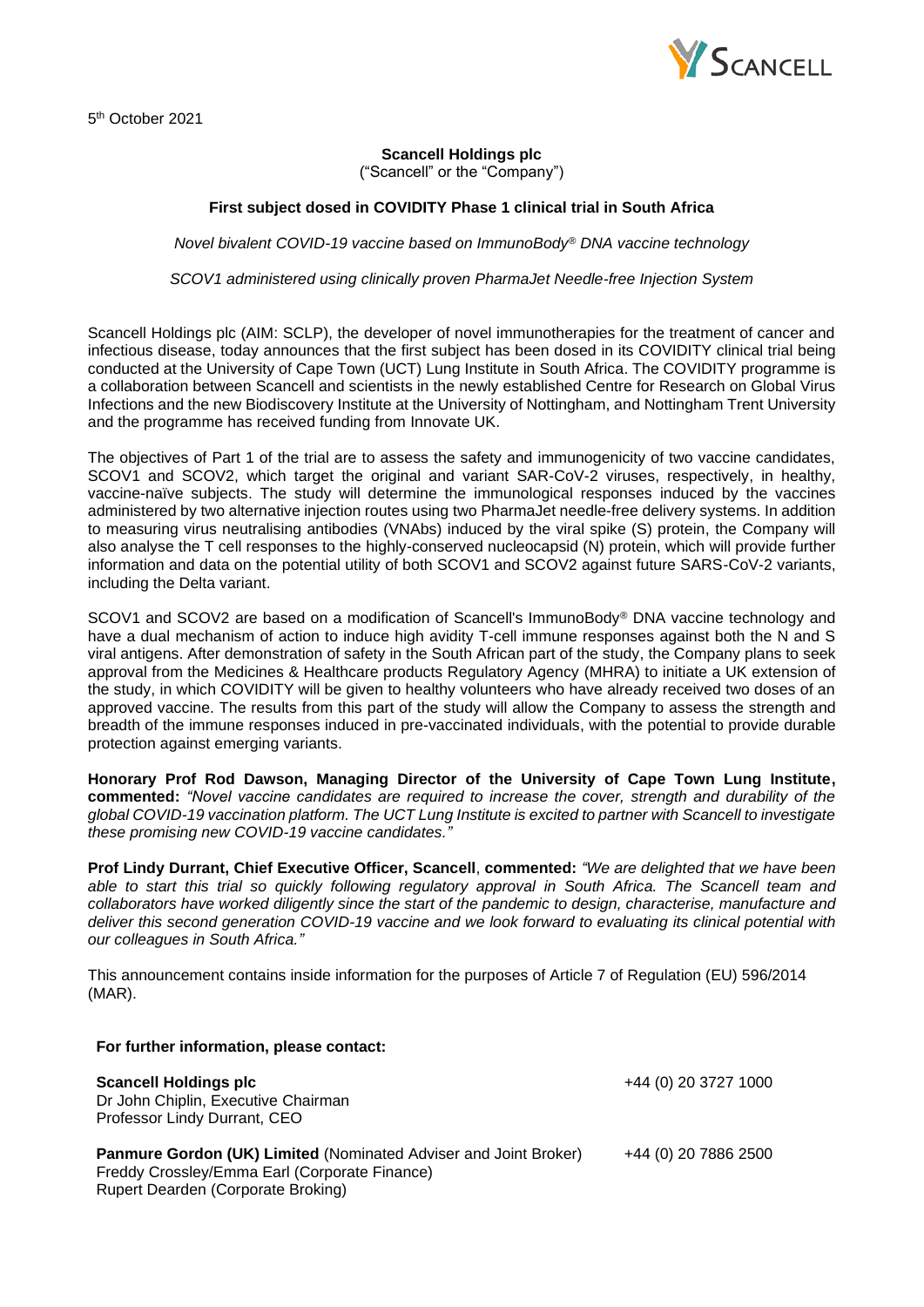5th October 2021

**Scancell Holdings plc**
("Scancell" or the "Company")

**First subject dosed in COVIDITY Phase 1 clinical trial in South Africa**

*Novel bivalent COVID-19 vaccine based on ImmunoBody® DNA vaccine technology*

*SCOV1 administered using clinically proven PharmaJet Needle-free Injection System*

Scancell Holdings plc (AIM: SCLP), the developer of novel immunotherapies for the treatment of cancer and infectious disease, today announces that the first subject has been dosed in its COVIDITY clinical trial being conducted at the University of Cape Town (UCT) Lung Institute in South Africa. The COVIDITY programme is a collaboration between Scancell and scientists in the newly established Centre for Research on Global Virus Infections and the new Biodiscovery Institute at the University of Nottingham, and Nottingham Trent University and the programme has received funding from Innovate UK.

The objectives of Part 1 of the trial are to assess the safety and immunogenicity of two vaccine candidates, SCOV1 and SCOV2, which target the original and variant SAR-CoV-2 viruses, respectively, in healthy, vaccine-naïve subjects. The study will determine the immunological responses induced by the vaccines administered by two alternative injection routes using two PharmaJet needle-free delivery systems. In addition to measuring virus neutralising antibodies (VNAbs) induced by the viral spike (S) protein, the Company will also analyse the T cell responses to the highly-conserved nucleocapsid (N) protein, which will provide further information and data on the potential utility of both SCOV1 and SCOV2 against future SARS-CoV-2 variants, including the Delta variant.

SCOV1 and SCOV2 are based on a modification of Scancell's ImmunoBody® DNA vaccine technology and have a dual mechanism of action to induce high avidity T-cell immune responses against both the N and S viral antigens. After demonstration of safety in the South African part of the study, the Company plans to seek approval from the Medicines & Healthcare products Regulatory Agency (MHRA) to initiate a UK extension of the study, in which COVIDITY will be given to healthy volunteers who have already received two doses of an approved vaccine. The results from this part of the study will allow the Company to assess the strength and breadth of the immune responses induced in pre-vaccinated individuals, with the potential to provide durable protection against emerging variants.

**Honorary Prof Rod Dawson, Managing Director of the University of Cape Town Lung Institute, commented:** *"Novel vaccine candidates are required to increase the cover, strength and durability of the global COVID-19 vaccination platform. The UCT Lung Institute is excited to partner with Scancell to investigate these promising new COVID-19 vaccine candidates."*

**Prof Lindy Durrant, Chief Executive Officer, Scancell**, **commented:** *"We are delighted that we have been able to start this trial so quickly following regulatory approval in South Africa. The Scancell team and collaborators have worked diligently since the start of the pandemic to design, characterise, manufacture and deliver this second generation COVID-19 vaccine and we look forward to evaluating its clinical potential with our colleagues in South Africa."*

This announcement contains inside information for the purposes of Article 7 of Regulation (EU) 596/2014 (MAR).

**For further information, please contact:**

| | |
|---|---|
| **Scancell Holdings plc**<br>Dr John Chiplin, Executive Chairman<br>Professor Lindy Durrant, CEO | +44 (0) 20 3727 1000 |
| **Panmure Gordon (UK) Limited** (Nominated Adviser and Joint Broker)<br>Freddy Crossley/Emma Earl (Corporate Finance)<br>Rupert Dearden (Corporate Broking) | +44 (0) 20 7886 2500 |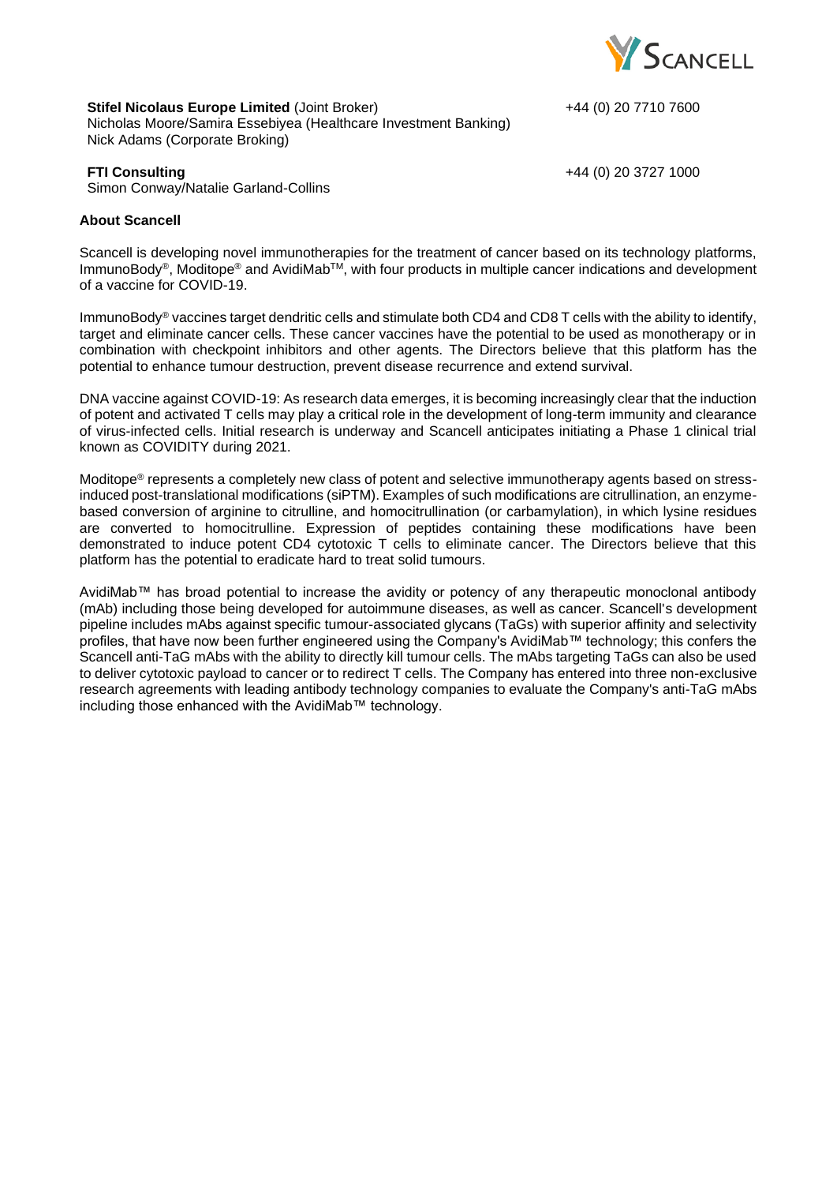**Stifel Nicolaus Europe Limited** (Joint Broker) +44 (0) 20 7710 7600
Nicholas Moore/Samira Essebiyea (Healthcare Investment Banking)
Nick Adams (Corporate Broking)

**FTI Consulting** +44 (0) 20 3727 1000
Simon Conway/Natalie Garland-Collins

**About Scancell**

Scancell is developing novel immunotherapies for the treatment of cancer based on its technology platforms, ImmunoBody®, Moditope® and AvidiMab™, with four products in multiple cancer indications and development of a vaccine for COVID-19.

ImmunoBody® vaccines target dendritic cells and stimulate both CD4 and CD8 T cells with the ability to identify, target and eliminate cancer cells. These cancer vaccines have the potential to be used as monotherapy or in combination with checkpoint inhibitors and other agents. The Directors believe that this platform has the potential to enhance tumour destruction, prevent disease recurrence and extend survival.

DNA vaccine against COVID-19: As research data emerges, it is becoming increasingly clear that the induction of potent and activated T cells may play a critical role in the development of long-term immunity and clearance of virus-infected cells. Initial research is underway and Scancell anticipates initiating a Phase 1 clinical trial known as COVIDITY during 2021.

Moditope® represents a completely new class of potent and selective immunotherapy agents based on stress-induced post-translational modifications (siPTM). Examples of such modifications are citrullination, an enzyme-based conversion of arginine to citrulline, and homocitrullination (or carbamylation), in which lysine residues are converted to homocitrulline. Expression of peptides containing these modifications have been demonstrated to induce potent CD4 cytotoxic T cells to eliminate cancer. The Directors believe that this platform has the potential to eradicate hard to treat solid tumours.

AvidiMab™ has broad potential to increase the avidity or potency of any therapeutic monoclonal antibody (mAb) including those being developed for autoimmune diseases, as well as cancer. Scancell's development pipeline includes mAbs against specific tumour-associated glycans (TaGs) with superior affinity and selectivity profiles, that have now been further engineered using the Company's AvidiMab™ technology; this confers the Scancell anti-TaG mAbs with the ability to directly kill tumour cells. The mAbs targeting TaGs can also be used to deliver cytotoxic payload to cancer or to redirect T cells. The Company has entered into three non-exclusive research agreements with leading antibody technology companies to evaluate the Company's anti-TaG mAbs including those enhanced with the AvidiMab™ technology.